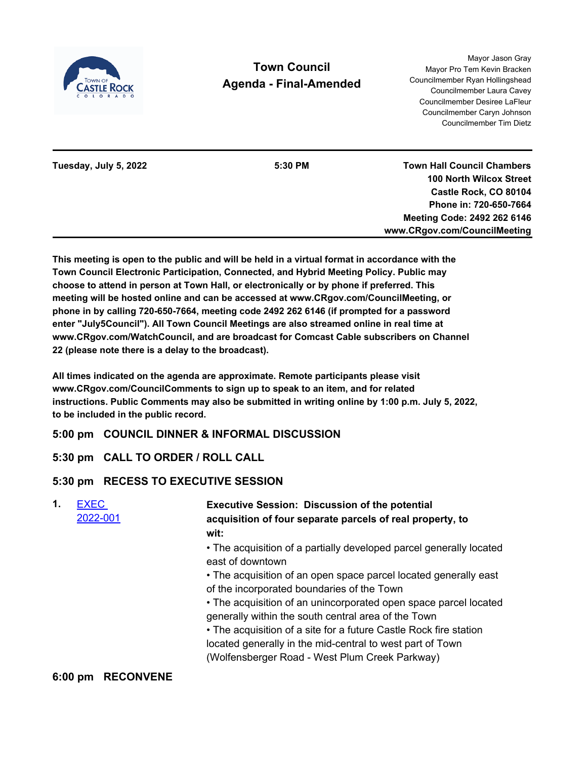# Town Council
## Agenda - Final-Amended

Mayor Jason Gray
Mayor Pro Tem Kevin Bracken
Councilmember Ryan Hollingshead
Councilmember Laura Cavey
Councilmember Desiree LaFleur
Councilmember Caryn Johnson
Councilmember Tim Dietz

---

**Tuesday, July 5, 2022** | **5:30 PM** | **Town Hall Council Chambers**
**100 North Wilcox Street**
**Castle Rock, CO 80104**
**Phone in: 720-650-7664**
**Meeting Code: 2492 262 6146**
**www.CRgov.com/CouncilMeeting**

---

**This meeting is open to the public and will be held in a virtual format in accordance with the Town Council Electronic Participation, Connected, and Hybrid Meeting Policy. Public may choose to attend in person at Town Hall, or electronically or by phone if preferred. This meeting will be hosted online and can be accessed at www.CRgov.com/CouncilMeeting, or phone in by calling 720-650-7664, meeting code 2492 262 6146 (if prompted for a password enter "July5Council"). All Town Council Meetings are also streamed online in real time at www.CRgov.com/WatchCouncil, and are broadcast for Comcast Cable subscribers on Channel 22 (please note there is a delay to the broadcast).**

**All times indicated on the agenda are approximate. Remote participants please visit www.CRgov.com/CouncilComments to sign up to speak to an item, and for related instructions. Public Comments may also be submitted in writing online by 1:00 p.m. July 5, 2022, to be included in the public record.**

### 5:00 pm COUNCIL DINNER & INFORMAL DISCUSSION

### 5:30 pm CALL TO ORDER / ROLL CALL

### 5:30 pm RECESS TO EXECUTIVE SESSION

**1.** EXEC 2022-001 — **Executive Session: Discussion of the potential acquisition of four separate parcels of real property, to wit:**

- The acquisition of a partially developed parcel generally located east of downtown
- The acquisition of an open space parcel located generally east of the incorporated boundaries of the Town
- The acquisition of an unincorporated open space parcel located generally within the south central area of the Town
- The acquisition of a site for a future Castle Rock fire station located generally in the mid-central to west part of Town (Wolfensberger Road - West Plum Creek Parkway)

### 6:00 pm RECONVENE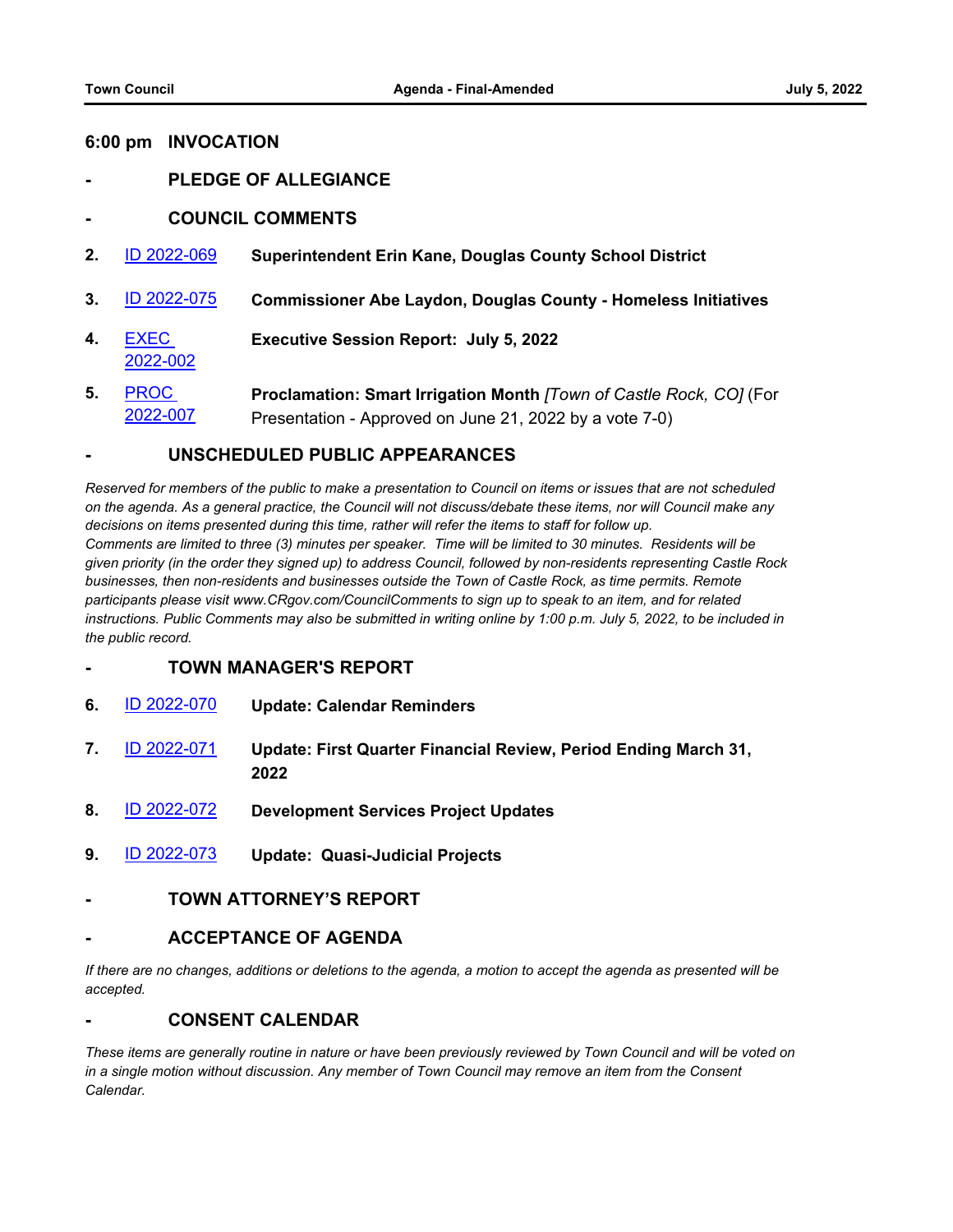**6:00 pm INVOCATION**

**- PLEDGE OF ALLEGIANCE**

**- COUNCIL COMMENTS**

**2.** ID 2022-069 **Superintendent Erin Kane, Douglas County School District**

**3.** ID 2022-075 **Commissioner Abe Laydon, Douglas County - Homeless Initiatives**

**4.** EXEC 2022-002 **Executive Session Report: July 5, 2022**

**5.** PROC 2022-007 **Proclamation: Smart Irrigation Month** *[Town of Castle Rock, CO]* (For Presentation - Approved on June 21, 2022 by a vote 7-0)

**- UNSCHEDULED PUBLIC APPEARANCES**

*Reserved for members of the public to make a presentation to Council on items or issues that are not scheduled on the agenda. As a general practice, the Council will not discuss/debate these items, nor will Council make any decisions on items presented during this time, rather will refer the items to staff for follow up.*
*Comments are limited to three (3) minutes per speaker. Time will be limited to 30 minutes. Residents will be given priority (in the order they signed up) to address Council, followed by non-residents representing Castle Rock businesses, then non-residents and businesses outside the Town of Castle Rock, as time permits. Remote participants please visit www.CRgov.com/CouncilComments to sign up to speak to an item, and for related instructions. Public Comments may also be submitted in writing online by 1:00 p.m. July 5, 2022, to be included in the public record.*

**- TOWN MANAGER'S REPORT**

**6.** ID 2022-070 **Update: Calendar Reminders**

**7.** ID 2022-071 **Update: First Quarter Financial Review, Period Ending March 31, 2022**

**8.** ID 2022-072 **Development Services Project Updates**

**9.** ID 2022-073 **Update: Quasi-Judicial Projects**

**- TOWN ATTORNEY'S REPORT**

**- ACCEPTANCE OF AGENDA**

*If there are no changes, additions or deletions to the agenda, a motion to accept the agenda as presented will be accepted.*

**- CONSENT CALENDAR**

*These items are generally routine in nature or have been previously reviewed by Town Council and will be voted on in a single motion without discussion. Any member of Town Council may remove an item from the Consent Calendar.*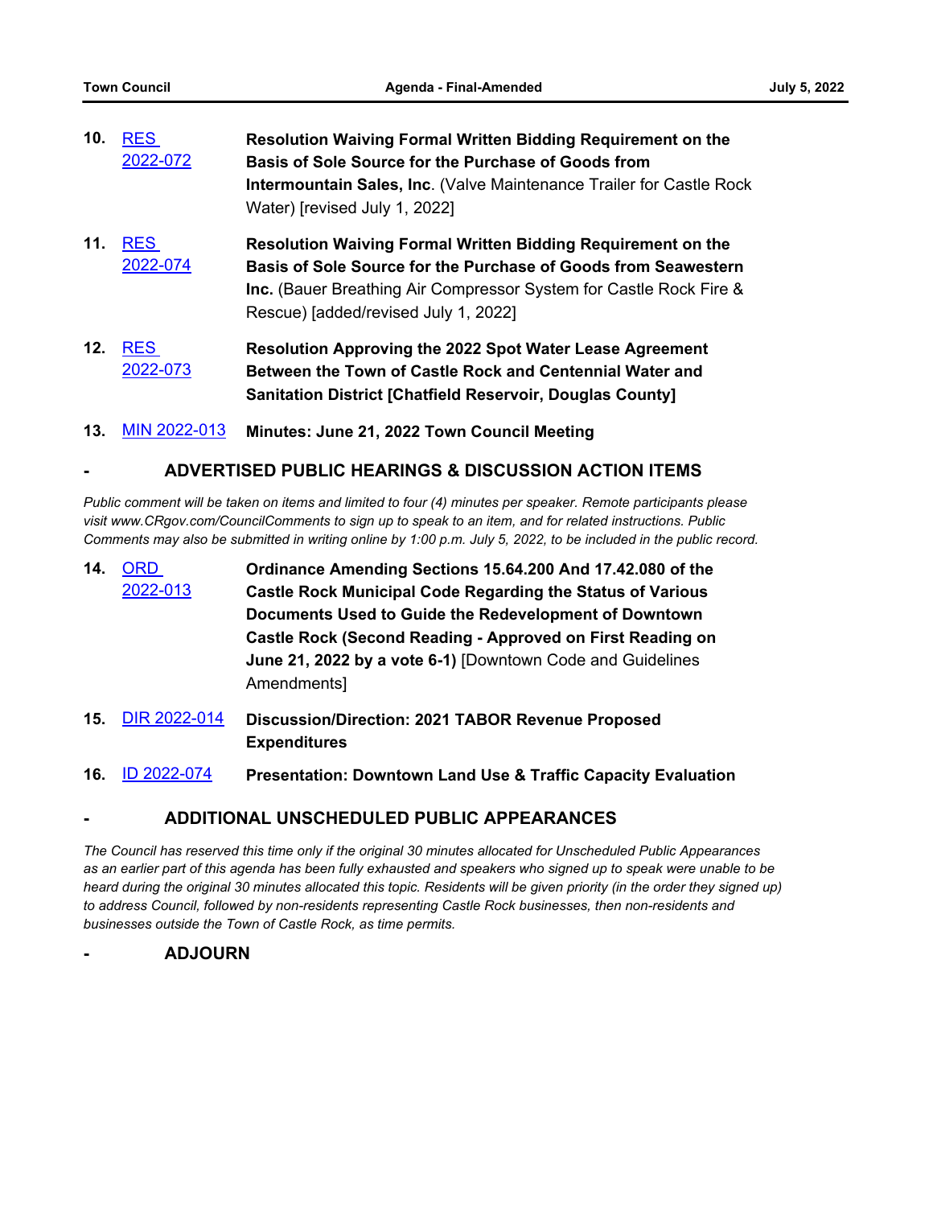**10.** RES 2022-072 — **Resolution Waiving Formal Written Bidding Requirement on the Basis of Sole Source for the Purchase of Goods from Intermountain Sales, Inc**. (Valve Maintenance Trailer for Castle Rock Water) [revised July 1, 2022]

**11.** RES 2022-074 — **Resolution Waiving Formal Written Bidding Requirement on the Basis of Sole Source for the Purchase of Goods from Seawestern Inc.** (Bauer Breathing Air Compressor System for Castle Rock Fire & Rescue) [added/revised July 1, 2022]

**12.** RES 2022-073 — **Resolution Approving the 2022 Spot Water Lease Agreement Between the Town of Castle Rock and Centennial Water and Sanitation District [Chatfield Reservoir, Douglas County]**

**13.** MIN 2022-013 — **Minutes: June 21, 2022 Town Council Meeting**

## - ADVERTISED PUBLIC HEARINGS & DISCUSSION ACTION ITEMS

*Public comment will be taken on items and limited to four (4) minutes per speaker. Remote participants please visit www.CRgov.com/CouncilComments to sign up to speak to an item, and for related instructions. Public Comments may also be submitted in writing online by 1:00 p.m. July 5, 2022, to be included in the public record.*

**14.** ORD 2022-013 — **Ordinance Amending Sections 15.64.200 And 17.42.080 of the Castle Rock Municipal Code Regarding the Status of Various Documents Used to Guide the Redevelopment of Downtown Castle Rock (Second Reading - Approved on First Reading on June 21, 2022 by a vote 6-1)** [Downtown Code and Guidelines Amendments]

**15.** DIR 2022-014 — **Discussion/Direction: 2021 TABOR Revenue Proposed Expenditures**

**16.** ID 2022-074 — **Presentation: Downtown Land Use & Traffic Capacity Evaluation**

## - ADDITIONAL UNSCHEDULED PUBLIC APPEARANCES

*The Council has reserved this time only if the original 30 minutes allocated for Unscheduled Public Appearances as an earlier part of this agenda has been fully exhausted and speakers who signed up to speak were unable to be heard during the original 30 minutes allocated this topic. Residents will be given priority (in the order they signed up) to address Council, followed by non-residents representing Castle Rock businesses, then non-residents and businesses outside the Town of Castle Rock, as time permits.*

## - ADJOURN